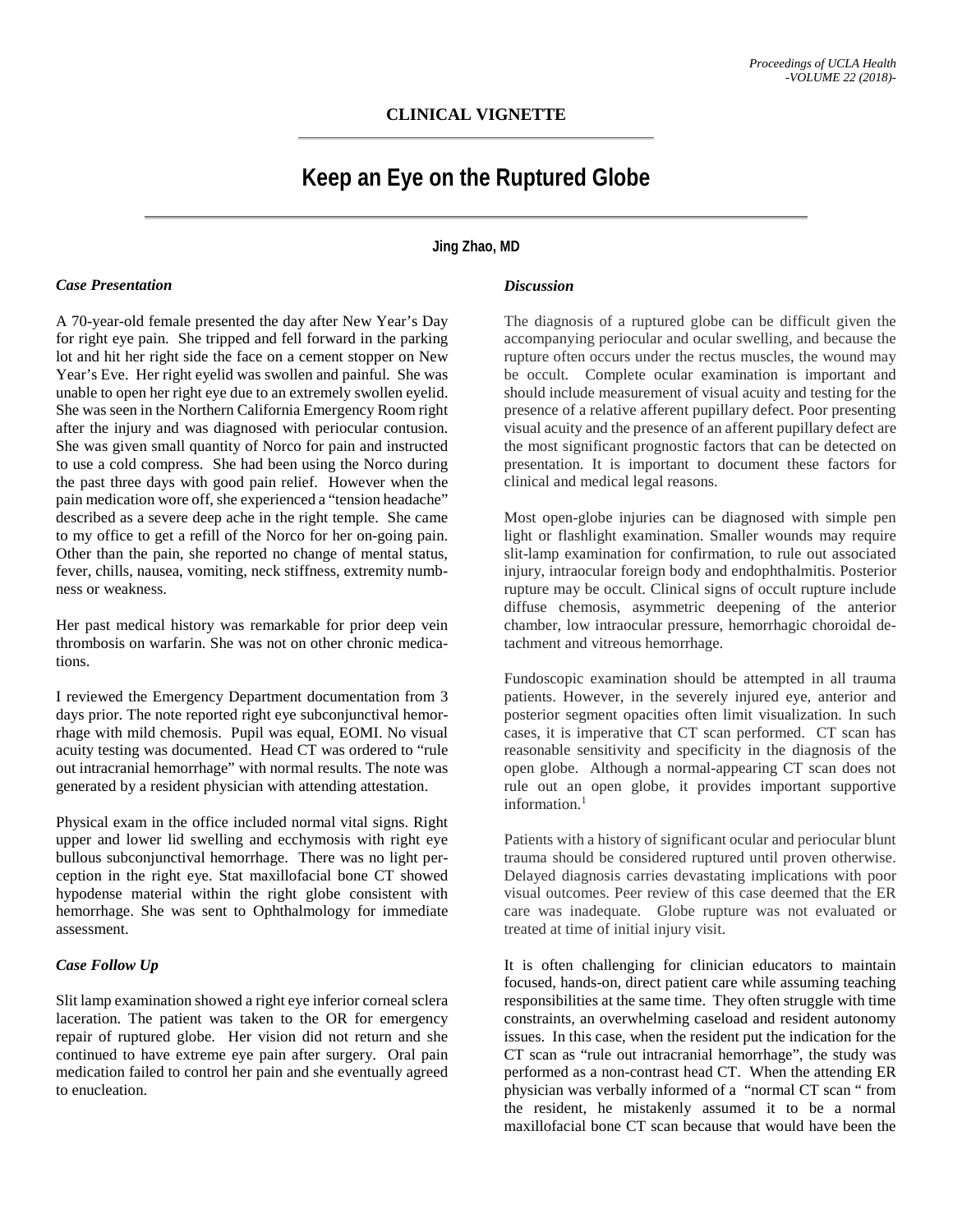**CLINICAL VIGNETTE**

# Keep an Eye on the Ruptured Globe

**Jing Zhao, MD**

### *Case Presentation*

A 70-year-old female presented the day after New Year's Day for right eye pain. She tripped and fell forward in the parking lot and hit her right side the face on a cement stopper on New Year's Eve. Her right eyelid was swollen and painful. She was unable to open her right eye due to an extremely swollen eyelid. She was seen in the Northern California Emergency Room right after the injury and was diagnosed with periocular contusion. She was given small quantity of Norco for pain and instructed to use a cold compress. She had been using the Norco during the past three days with good pain relief. However when the pain medication wore off, she experienced a "tension headache" described as a severe deep ache in the right temple. She came to my office to get a refill of the Norco for her on-going pain. Other than the pain, she reported no change of mental status, fever, chills, nausea, vomiting, neck stiffness, extremity numbness or weakness.

Her past medical history was remarkable for prior deep vein thrombosis on warfarin. She was not on other chronic medications.

I reviewed the Emergency Department documentation from 3 days prior. The note reported right eye subconjunctival hemorrhage with mild chemosis. Pupil was equal, EOMI. No visual acuity testing was documented. Head CT was ordered to "rule out intracranial hemorrhage" with normal results. The note was generated by a resident physician with attending attestation.

Physical exam in the office included normal vital signs. Right upper and lower lid swelling and ecchymosis with right eye bullous subconjunctival hemorrhage. There was no light perception in the right eye. Stat maxillofacial bone CT showed hypodense material within the right globe consistent with hemorrhage. She was sent to Ophthalmology for immediate assessment.

### *Case Follow Up*

Slit lamp examination showed a right eye inferior corneal sclera laceration. The patient was taken to the OR for emergency repair of ruptured globe. Her vision did not return and she continued to have extreme eye pain after surgery. Oral pain medication failed to control her pain and she eventually agreed to enucleation.

### *Discussion*

The diagnosis of a ruptured globe can be difficult given the accompanying periocular and ocular swelling, and because the rupture often occurs under the rectus muscles, the wound may be occult. Complete ocular examination is important and should include measurement of visual acuity and testing for the presence of a relative afferent pupillary defect. Poor presenting visual acuity and the presence of an afferent pupillary defect are the most significant prognostic factors that can be detected on presentation. It is important to document these factors for clinical and medical legal reasons.

Most open-globe injuries can be diagnosed with simple pen light or flashlight examination. Smaller wounds may require slit-lamp examination for confirmation, to rule out associated injury, intraocular foreign body and endophthalmitis. Posterior rupture may be occult. Clinical signs of occult rupture include diffuse chemosis, asymmetric deepening of the anterior chamber, low intraocular pressure, hemorrhagic choroidal detachment and vitreous hemorrhage.

Fundoscopic examination should be attempted in all trauma patients. However, in the severely injured eye, anterior and posterior segment opacities often limit visualization. In such cases, it is imperative that CT scan performed. CT scan has reasonable sensitivity and specificity in the diagnosis of the open globe. Although a normal-appearing CT scan does not rule out an open globe, it provides important supportive information.[1]

Patients with a history of significant ocular and periocular blunt trauma should be considered ruptured until proven otherwise. Delayed diagnosis carries devastating implications with poor visual outcomes. Peer review of this case deemed that the ER care was inadequate. Globe rupture was not evaluated or treated at time of initial injury visit.

It is often challenging for clinician educators to maintain focused, hands-on, direct patient care while assuming teaching responsibilities at the same time. They often struggle with time constraints, an overwhelming caseload and resident autonomy issues. In this case, when the resident put the indication for the CT scan as "rule out intracranial hemorrhage", the study was performed as a non-contrast head CT. When the attending ER physician was verbally informed of a "normal CT scan" from the resident, he mistakenly assumed it to be a normal maxillofacial bone CT scan because that would have been the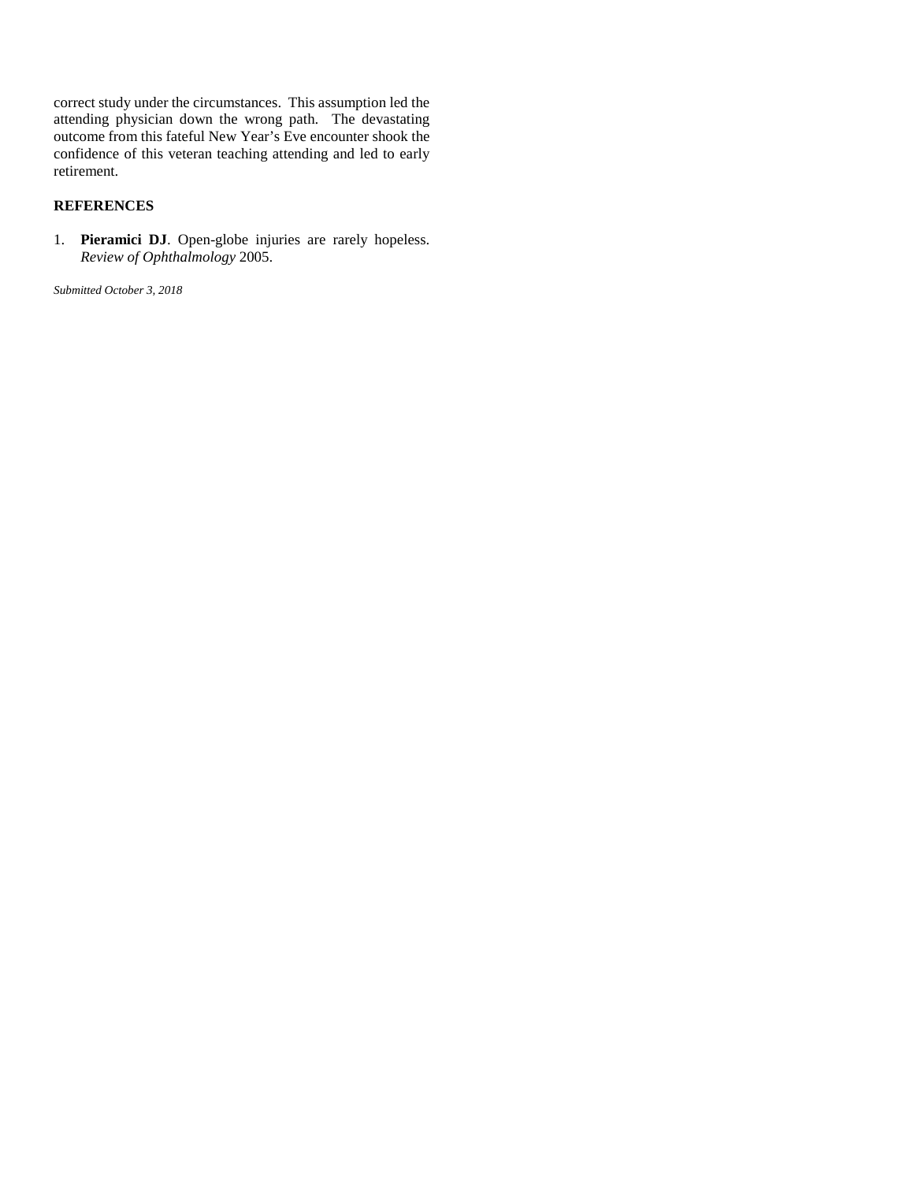correct study under the circumstances. This assumption led the attending physician down the wrong path. The devastating outcome from this fateful New Year's Eve encounter shook the confidence of this veteran teaching attending and led to early retirement.

## REFERENCES

1. **Pieramici DJ**. Open-globe injuries are rarely hopeless. *Review of Ophthalmology* 2005.

*Submitted October 3, 2018*